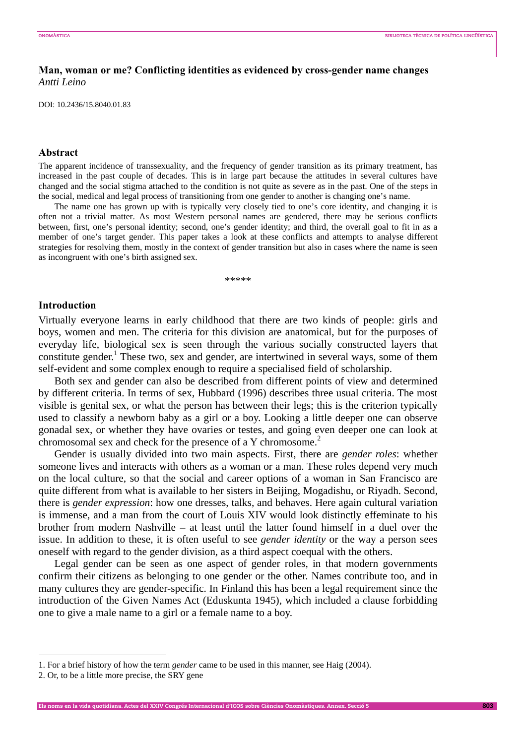# Man, woman or me? Conflicting identities as evidenced by cross-gender name changes

*Antti Leino*

DOI: 10.2436/15.8040.01.83

## Abstract

The apparent incidence of transsexuality, and the frequency of gender transition as its primary treatment, has increased in the past couple of decades. This is in large part because the attitudes in several cultures have changed and the social stigma attached to the condition is not quite as severe as in the past. One of the steps in the social, medical and legal process of transitioning from one gender to another is changing one's name.

The name one has grown up with is typically very closely tied to one's core identity, and changing it is often not a trivial matter. As most Western personal names are gendered, there may be serious conflicts between, first, one's personal identity; second, one's gender identity; and third, the overall goal to fit in as a member of one's target gender. This paper takes a look at these conflicts and attempts to analyse different strategies for resolving them, mostly in the context of gender transition but also in cases where the name is seen as incongruent with one's birth assigned sex.

\*\*\*\*\*

## Introduction

Virtually everyone learns in early childhood that there are two kinds of people: girls and boys, women and men. The criteria for this division are anatomical, but for the purposes of everyday life, biological sex is seen through the various socially constructed layers that constitute gender.[1] These two, sex and gender, are intertwined in several ways, some of them self-evident and some complex enough to require a specialised field of scholarship.

Both sex and gender can also be described from different points of view and determined by different criteria. In terms of sex, Hubbard (1996) describes three usual criteria. The most visible is genital sex, or what the person has between their legs; this is the criterion typically used to classify a newborn baby as a girl or a boy. Looking a little deeper one can observe gonadal sex, or whether they have ovaries or testes, and going even deeper one can look at chromosomal sex and check for the presence of a Y chromosome.[2]

Gender is usually divided into two main aspects. First, there are *gender roles*: whether someone lives and interacts with others as a woman or a man. These roles depend very much on the local culture, so that the social and career options of a woman in San Francisco are quite different from what is available to her sisters in Beijing, Mogadishu, or Riyadh. Second, there is *gender expression*: how one dresses, talks, and behaves. Here again cultural variation is immense, and a man from the court of Louis XIV would look distinctly effeminate to his brother from modern Nashville – at least until the latter found himself in a duel over the issue. In addition to these, it is often useful to see *gender identity* or the way a person sees oneself with regard to the gender division, as a third aspect coequal with the others.

Legal gender can be seen as one aspect of gender roles, in that modern governments confirm their citizens as belonging to one gender or the other. Names contribute too, and in many cultures they are gender-specific. In Finland this has been a legal requirement since the introduction of the Given Names Act (Eduskunta 1945), which included a clause forbidding one to give a male name to a girl or a female name to a boy.

1. For a brief history of how the term *gender* came to be used in this manner, see Haig (2004).

2. Or, to be a little more precise, the SRY gene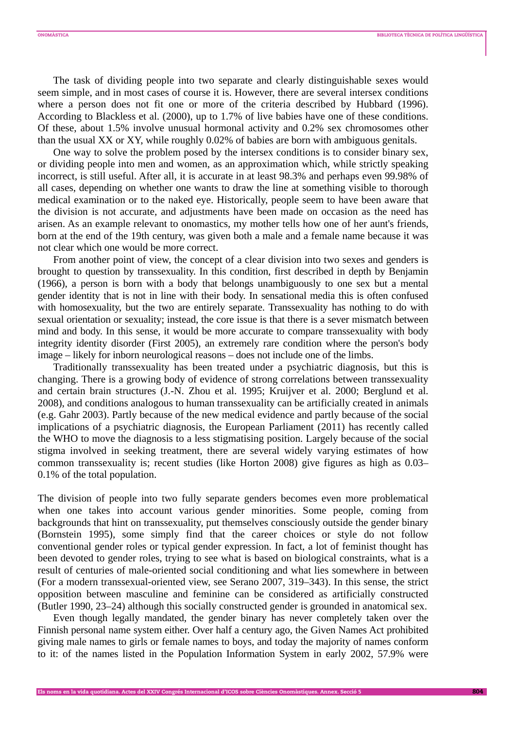The task of dividing people into two separate and clearly distinguishable sexes would seem simple, and in most cases of course it is. However, there are several intersex conditions where a person does not fit one or more of the criteria described by Hubbard (1996). According to Blackless et al. (2000), up to 1.7% of live babies have one of these conditions. Of these, about 1.5% involve unusual hormonal activity and 0.2% sex chromosomes other than the usual XX or XY, while roughly 0.02% of babies are born with ambiguous genitals.

One way to solve the problem posed by the intersex conditions is to consider binary sex, or dividing people into men and women, as an approximation which, while strictly speaking incorrect, is still useful. After all, it is accurate in at least 98.3% and perhaps even 99.98% of all cases, depending on whether one wants to draw the line at something visible to thorough medical examination or to the naked eye. Historically, people seem to have been aware that the division is not accurate, and adjustments have been made on occasion as the need has arisen. As an example relevant to onomastics, my mother tells how one of her aunt's friends, born at the end of the 19th century, was given both a male and a female name because it was not clear which one would be more correct.

From another point of view, the concept of a clear division into two sexes and genders is brought to question by transsexuality. In this condition, first described in depth by Benjamin (1966), a person is born with a body that belongs unambiguously to one sex but a mental gender identity that is not in line with their body. In sensational media this is often confused with homosexuality, but the two are entirely separate. Transsexuality has nothing to do with sexual orientation or sexuality; instead, the core issue is that there is a sever mismatch between mind and body. In this sense, it would be more accurate to compare transsexuality with body integrity identity disorder (First 2005), an extremely rare condition where the person's body image – likely for inborn neurological reasons – does not include one of the limbs.

Traditionally transsexuality has been treated under a psychiatric diagnosis, but this is changing. There is a growing body of evidence of strong correlations between transsexuality and certain brain structures (J.-N. Zhou et al. 1995; Kruijver et al. 2000; Berglund et al. 2008), and conditions analogous to human transsexuality can be artificially created in animals (e.g. Gahr 2003). Partly because of the new medical evidence and partly because of the social implications of a psychiatric diagnosis, the European Parliament (2011) has recently called the WHO to move the diagnosis to a less stigmatising position. Largely because of the social stigma involved in seeking treatment, there are several widely varying estimates of how common transsexuality is; recent studies (like Horton 2008) give figures as high as 0.03–0.1% of the total population.

The division of people into two fully separate genders becomes even more problematical when one takes into account various gender minorities. Some people, coming from backgrounds that hint on transsexuality, put themselves consciously outside the gender binary (Bornstein 1995), some simply find that the career choices or style do not follow conventional gender roles or typical gender expression. In fact, a lot of feminist thought has been devoted to gender roles, trying to see what is based on biological constraints, what is a result of centuries of male-oriented social conditioning and what lies somewhere in between (For a modern transsexual-oriented view, see Serano 2007, 319–343). In this sense, the strict opposition between masculine and feminine can be considered as artificially constructed (Butler 1990, 23–24) although this socially constructed gender is grounded in anatomical sex.

Even though legally mandated, the gender binary has never completely taken over the Finnish personal name system either. Over half a century ago, the Given Names Act prohibited giving male names to girls or female names to boys, and today the majority of names conform to it: of the names listed in the Population Information System in early 2002, 57.9% were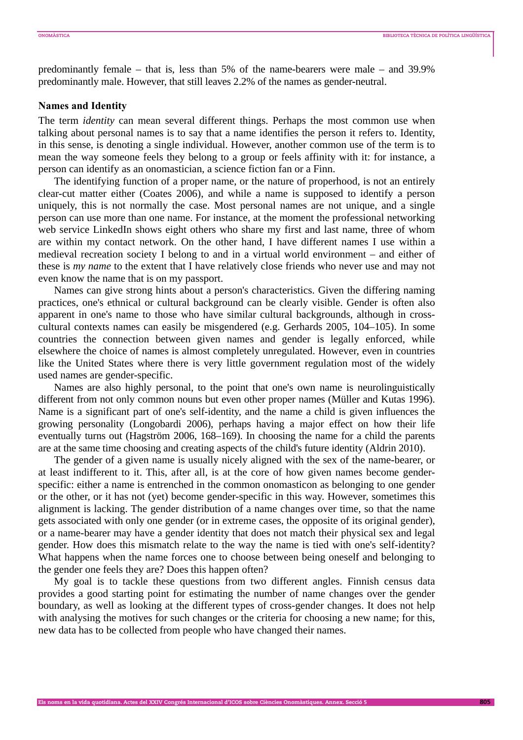predominantly female – that is, less than 5% of the name-bearers were male – and 39.9% predominantly male. However, that still leaves 2.2% of the names as gender-neutral.

## Names and Identity

The term *identity* can mean several different things. Perhaps the most common use when talking about personal names is to say that a name identifies the person it refers to. Identity, in this sense, is denoting a single individual. However, another common use of the term is to mean the way someone feels they belong to a group or feels affinity with it: for instance, a person can identify as an onomastician, a science fiction fan or a Finn.

The identifying function of a proper name, or the nature of properhood, is not an entirely clear-cut matter either (Coates 2006), and while a name is supposed to identify a person uniquely, this is not normally the case. Most personal names are not unique, and a single person can use more than one name. For instance, at the moment the professional networking web service LinkedIn shows eight others who share my first and last name, three of whom are within my contact network. On the other hand, I have different names I use within a medieval recreation society I belong to and in a virtual world environment – and either of these is *my name* to the extent that I have relatively close friends who never use and may not even know the name that is on my passport.

Names can give strong hints about a person's characteristics. Given the differing naming practices, one's ethnical or cultural background can be clearly visible. Gender is often also apparent in one's name to those who have similar cultural backgrounds, although in cross-cultural contexts names can easily be misgendered (e.g. Gerhards 2005, 104–105). In some countries the connection between given names and gender is legally enforced, while elsewhere the choice of names is almost completely unregulated. However, even in countries like the United States where there is very little government regulation most of the widely used names are gender-specific.

Names are also highly personal, to the point that one's own name is neurolinguistically different from not only common nouns but even other proper names (Müller and Kutas 1996). Name is a significant part of one's self-identity, and the name a child is given influences the growing personality (Longobardi 2006), perhaps having a major effect on how their life eventually turns out (Hagström 2006, 168–169). In choosing the name for a child the parents are at the same time choosing and creating aspects of the child's future identity (Aldrin 2010).

The gender of a given name is usually nicely aligned with the sex of the name-bearer, or at least indifferent to it. This, after all, is at the core of how given names become gender-specific: either a name is entrenched in the common onomasticon as belonging to one gender or the other, or it has not (yet) become gender-specific in this way. However, sometimes this alignment is lacking. The gender distribution of a name changes over time, so that the name gets associated with only one gender (or in extreme cases, the opposite of its original gender), or a name-bearer may have a gender identity that does not match their physical sex and legal gender. How does this mismatch relate to the way the name is tied with one's self-identity? What happens when the name forces one to choose between being oneself and belonging to the gender one feels they are? Does this happen often?

My goal is to tackle these questions from two different angles. Finnish census data provides a good starting point for estimating the number of name changes over the gender boundary, as well as looking at the different types of cross-gender changes. It does not help with analysing the motives for such changes or the criteria for choosing a new name; for this, new data has to be collected from people who have changed their names.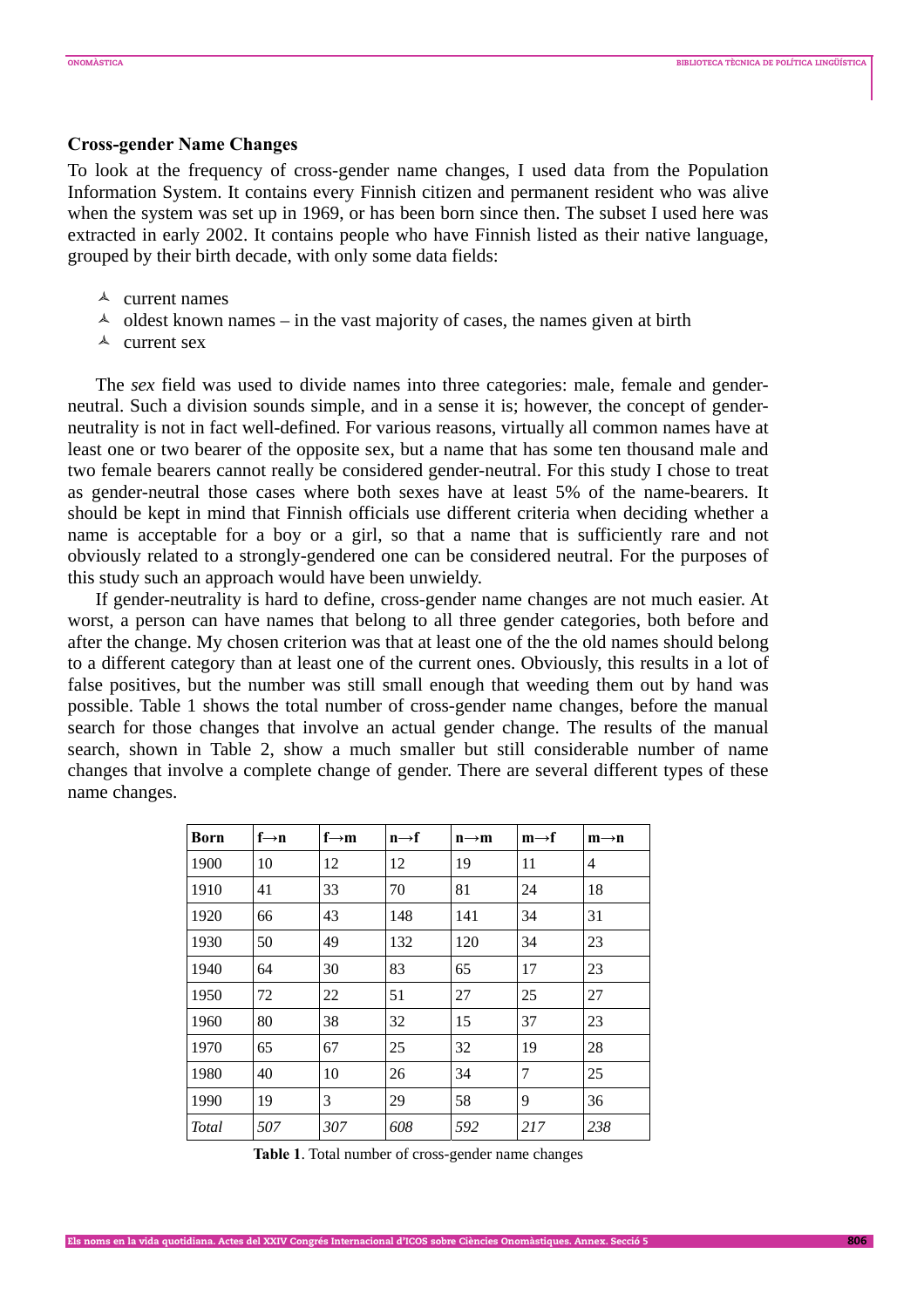### Cross-gender Name Changes

To look at the frequency of cross-gender name changes, I used data from the Population Information System. It contains every Finnish citizen and permanent resident who was alive when the system was set up in 1969, or has been born since then. The subset I used here was extracted in early 2002. It contains people who have Finnish listed as their native language, grouped by their birth decade, with only some data fields:

- current names
- oldest known names – in the vast majority of cases, the names given at birth
- current sex

The *sex* field was used to divide names into three categories: male, female and gender-neutral. Such a division sounds simple, and in a sense it is; however, the concept of gender-neutrality is not in fact well-defined. For various reasons, virtually all common names have at least one or two bearer of the opposite sex, but a name that has some ten thousand male and two female bearers cannot really be considered gender-neutral. For this study I chose to treat as gender-neutral those cases where both sexes have at least 5% of the name-bearers. It should be kept in mind that Finnish officials use different criteria when deciding whether a name is acceptable for a boy or a girl, so that a name that is sufficiently rare and not obviously related to a strongly-gendered one can be considered neutral. For the purposes of this study such an approach would have been unwieldy.

If gender-neutrality is hard to define, cross-gender name changes are not much easier. At worst, a person can have names that belong to all three gender categories, both before and after the change. My chosen criterion was that at least one of the the old names should belong to a different category than at least one of the current ones. Obviously, this results in a lot of false positives, but the number was still small enough that weeding them out by hand was possible. Table 1 shows the total number of cross-gender name changes, before the manual search for those changes that involve an actual gender change. The results of the manual search, shown in Table 2, show a much smaller but still considerable number of name changes that involve a complete change of gender. There are several different types of these name changes.

| Born | f→n | f→m | n→f | n→m | m→f | m→n |
|---|---|---|---|---|---|---|
| 1900 | 10 | 12 | 12 | 19 | 11 | 4 |
| 1910 | 41 | 33 | 70 | 81 | 24 | 18 |
| 1920 | 66 | 43 | 148 | 141 | 34 | 31 |
| 1930 | 50 | 49 | 132 | 120 | 34 | 23 |
| 1940 | 64 | 30 | 83 | 65 | 17 | 23 |
| 1950 | 72 | 22 | 51 | 27 | 25 | 27 |
| 1960 | 80 | 38 | 32 | 15 | 37 | 23 |
| 1970 | 65 | 67 | 25 | 32 | 19 | 28 |
| 1980 | 40 | 10 | 26 | 34 | 7 | 25 |
| 1990 | 19 | 3 | 29 | 58 | 9 | 36 |
| *Total* | *507* | *307* | *608* | *592* | *217* | *238* |

**Table 1**. Total number of cross-gender name changes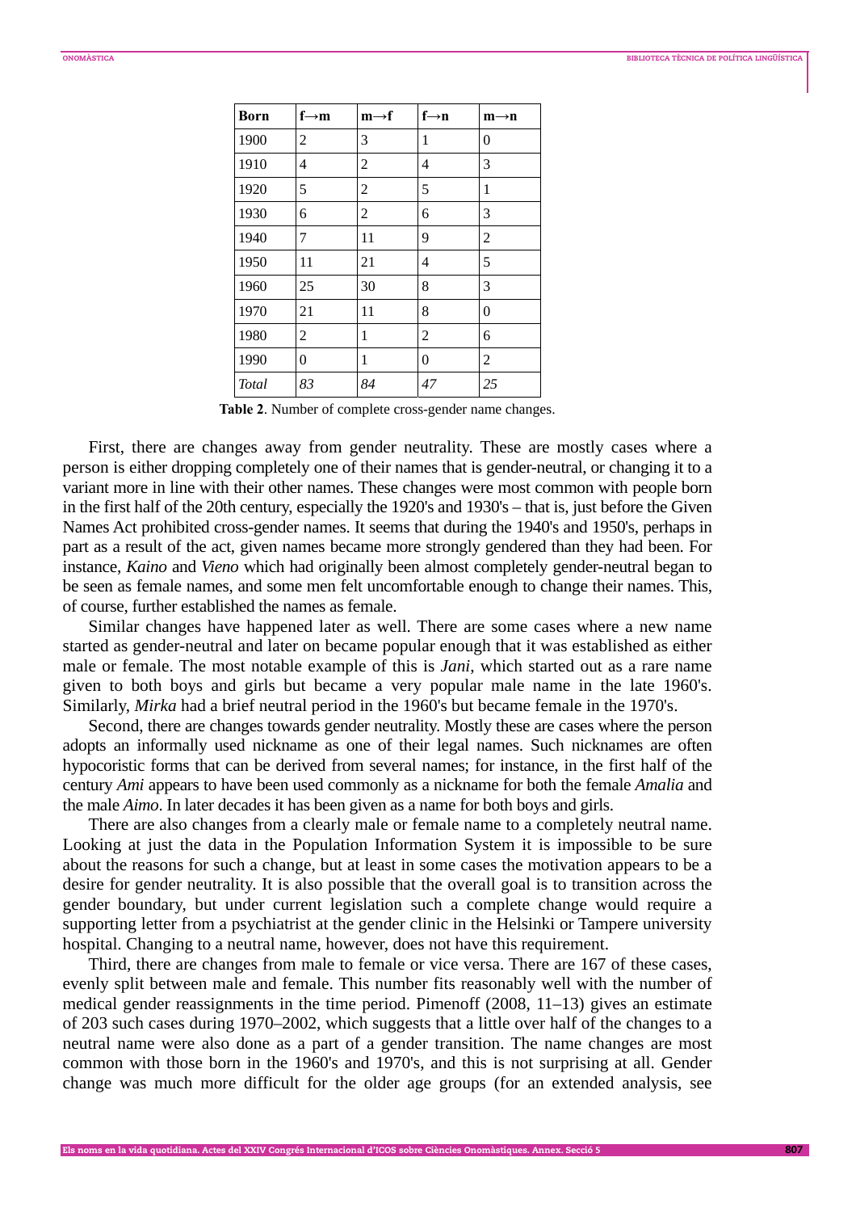| Born | f→m | m→f | f→n | m→n |
|---|---|---|---|---|
| 1900 | 2 | 3 | 1 | 0 |
| 1910 | 4 | 2 | 4 | 3 |
| 1920 | 5 | 2 | 5 | 1 |
| 1930 | 6 | 2 | 6 | 3 |
| 1940 | 7 | 11 | 9 | 2 |
| 1950 | 11 | 21 | 4 | 5 |
| 1960 | 25 | 30 | 8 | 3 |
| 1970 | 21 | 11 | 8 | 0 |
| 1980 | 2 | 1 | 2 | 6 |
| 1990 | 0 | 1 | 0 | 2 |
| *Total* | *83* | *84* | *47* | *25* |

**Table 2**. Number of complete cross-gender name changes.

First, there are changes away from gender neutrality. These are mostly cases where a person is either dropping completely one of their names that is gender-neutral, or changing it to a variant more in line with their other names. These changes were most common with people born in the first half of the 20th century, especially the 1920's and 1930's – that is, just before the Given Names Act prohibited cross-gender names. It seems that during the 1940's and 1950's, perhaps in part as a result of the act, given names became more strongly gendered than they had been. For instance, *Kaino* and *Vieno* which had originally been almost completely gender-neutral began to be seen as female names, and some men felt uncomfortable enough to change their names. This, of course, further established the names as female.

Similar changes have happened later as well. There are some cases where a new name started as gender-neutral and later on became popular enough that it was established as either male or female. The most notable example of this is *Jani*, which started out as a rare name given to both boys and girls but became a very popular male name in the late 1960's. Similarly, *Mirka* had a brief neutral period in the 1960's but became female in the 1970's.

Second, there are changes towards gender neutrality. Mostly these are cases where the person adopts an informally used nickname as one of their legal names. Such nicknames are often hypocoristic forms that can be derived from several names; for instance, in the first half of the century *Ami* appears to have been used commonly as a nickname for both the female *Amalia* and the male *Aimo*. In later decades it has been given as a name for both boys and girls.

There are also changes from a clearly male or female name to a completely neutral name. Looking at just the data in the Population Information System it is impossible to be sure about the reasons for such a change, but at least in some cases the motivation appears to be a desire for gender neutrality. It is also possible that the overall goal is to transition across the gender boundary, but under current legislation such a complete change would require a supporting letter from a psychiatrist at the gender clinic in the Helsinki or Tampere university hospital. Changing to a neutral name, however, does not have this requirement.

Third, there are changes from male to female or vice versa. There are 167 of these cases, evenly split between male and female. This number fits reasonably well with the number of medical gender reassignments in the time period. Pimenoff (2008, 11–13) gives an estimate of 203 such cases during 1970–2002, which suggests that a little over half of the changes to a neutral name were also done as a part of a gender transition. The name changes are most common with those born in the 1960's and 1970's, and this is not surprising at all. Gender change was much more difficult for the older age groups (for an extended analysis, see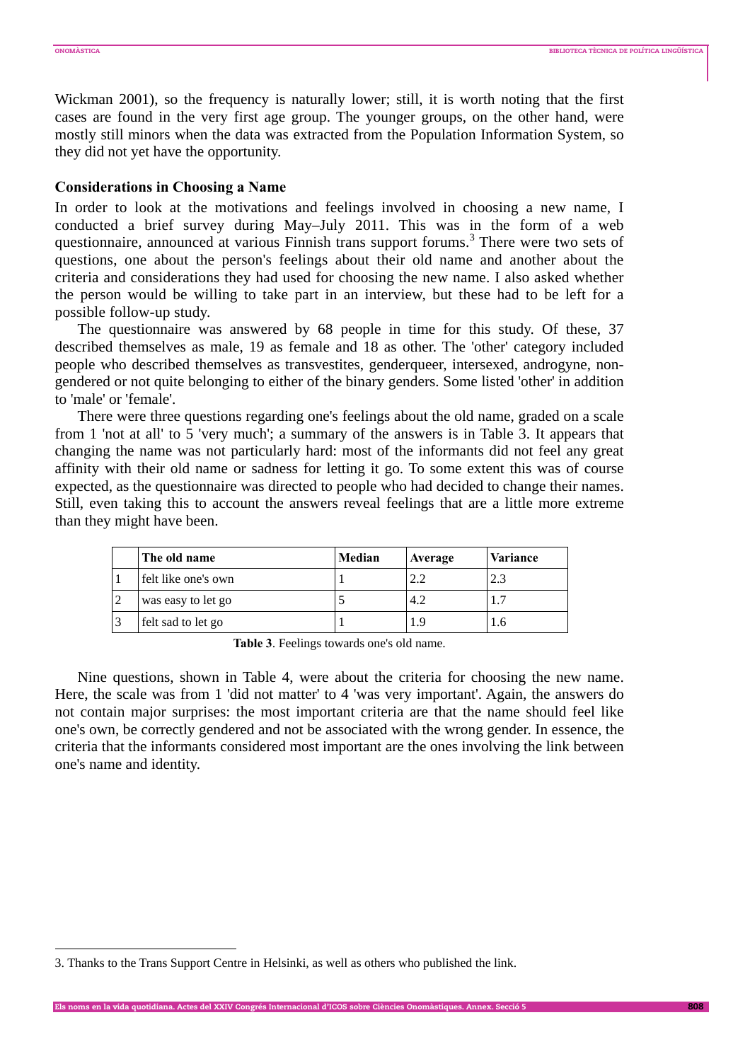Wickman 2001), so the frequency is naturally lower; still, it is worth noting that the first cases are found in the very first age group. The younger groups, on the other hand, were mostly still minors when the data was extracted from the Population Information System, so they did not yet have the opportunity.

## Considerations in Choosing a Name

In order to look at the motivations and feelings involved in choosing a new name, I conducted a brief survey during May–July 2011. This was in the form of a web questionnaire, announced at various Finnish trans support forums.[3] There were two sets of questions, one about the person's feelings about their old name and another about the criteria and considerations they had used for choosing the new name. I also asked whether the person would be willing to take part in an interview, but these had to be left for a possible follow-up study.

The questionnaire was answered by 68 people in time for this study. Of these, 37 described themselves as male, 19 as female and 18 as other. The 'other' category included people who described themselves as transvestites, genderqueer, intersexed, androgyne, non-gendered or not quite belonging to either of the binary genders. Some listed 'other' in addition to 'male' or 'female'.

There were three questions regarding one's feelings about the old name, graded on a scale from 1 'not at all' to 5 'very much'; a summary of the answers is in Table 3. It appears that changing the name was not particularly hard: most of the informants did not feel any great affinity with their old name or sadness for letting it go. To some extent this was of course expected, as the questionnaire was directed to people who had decided to change their names. Still, even taking this to account the answers reveal feelings that are a little more extreme than they might have been.

| | The old name | Median | Average | Variance |
|---|---|---|---|---|
| 1 | felt like one's own | 1 | 2.2 | 2.3 |
| 2 | was easy to let go | 5 | 4.2 | 1.7 |
| 3 | felt sad to let go | 1 | 1.9 | 1.6 |

**Table 3**. Feelings towards one's old name.

Nine questions, shown in Table 4, were about the criteria for choosing the new name. Here, the scale was from 1 'did not matter' to 4 'was very important'. Again, the answers do not contain major surprises: the most important criteria are that the name should feel like one's own, be correctly gendered and not be associated with the wrong gender. In essence, the criteria that the informants considered most important are the ones involving the link between one's name and identity.

3. Thanks to the Trans Support Centre in Helsinki, as well as others who published the link.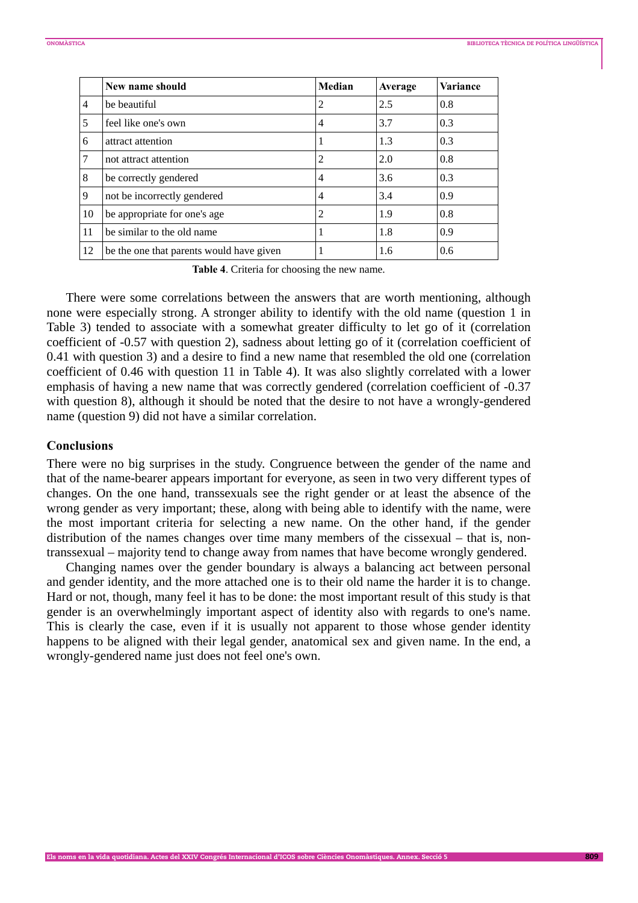|  | New name should | Median | Average | Variance |
|---|---|---|---|---|
| 4 | be beautiful | 2 | 2.5 | 0.8 |
| 5 | feel like one's own | 4 | 3.7 | 0.3 |
| 6 | attract attention | 1 | 1.3 | 0.3 |
| 7 | not attract attention | 2 | 2.0 | 0.8 |
| 8 | be correctly gendered | 4 | 3.6 | 0.3 |
| 9 | not be incorrectly gendered | 4 | 3.4 | 0.9 |
| 10 | be appropriate for one's age | 2 | 1.9 | 0.8 |
| 11 | be similar to the old name | 1 | 1.8 | 0.9 |
| 12 | be the one that parents would have given | 1 | 1.6 | 0.6 |

**Table 4**. Criteria for choosing the new name.

There were some correlations between the answers that are worth mentioning, although none were especially strong. A stronger ability to identify with the old name (question 1 in Table 3) tended to associate with a somewhat greater difficulty to let go of it (correlation coefficient of -0.57 with question 2), sadness about letting go of it (correlation coefficient of 0.41 with question 3) and a desire to find a new name that resembled the old one (correlation coefficient of 0.46 with question 11 in Table 4). It was also slightly correlated with a lower emphasis of having a new name that was correctly gendered (correlation coefficient of -0.37 with question 8), although it should be noted that the desire to not have a wrongly-gendered name (question 9) did not have a similar correlation.

## Conclusions

There were no big surprises in the study. Congruence between the gender of the name and that of the name-bearer appears important for everyone, as seen in two very different types of changes. On the one hand, transsexuals see the right gender or at least the absence of the wrong gender as very important; these, along with being able to identify with the name, were the most important criteria for selecting a new name. On the other hand, if the gender distribution of the names changes over time many members of the cissexual – that is, non-transsexual – majority tend to change away from names that have become wrongly gendered.

Changing names over the gender boundary is always a balancing act between personal and gender identity, and the more attached one is to their old name the harder it is to change. Hard or not, though, many feel it has to be done: the most important result of this study is that gender is an overwhelmingly important aspect of identity also with regards to one's name. This is clearly the case, even if it is usually not apparent to those whose gender identity happens to be aligned with their legal gender, anatomical sex and given name. In the end, a wrongly-gendered name just does not feel one's own.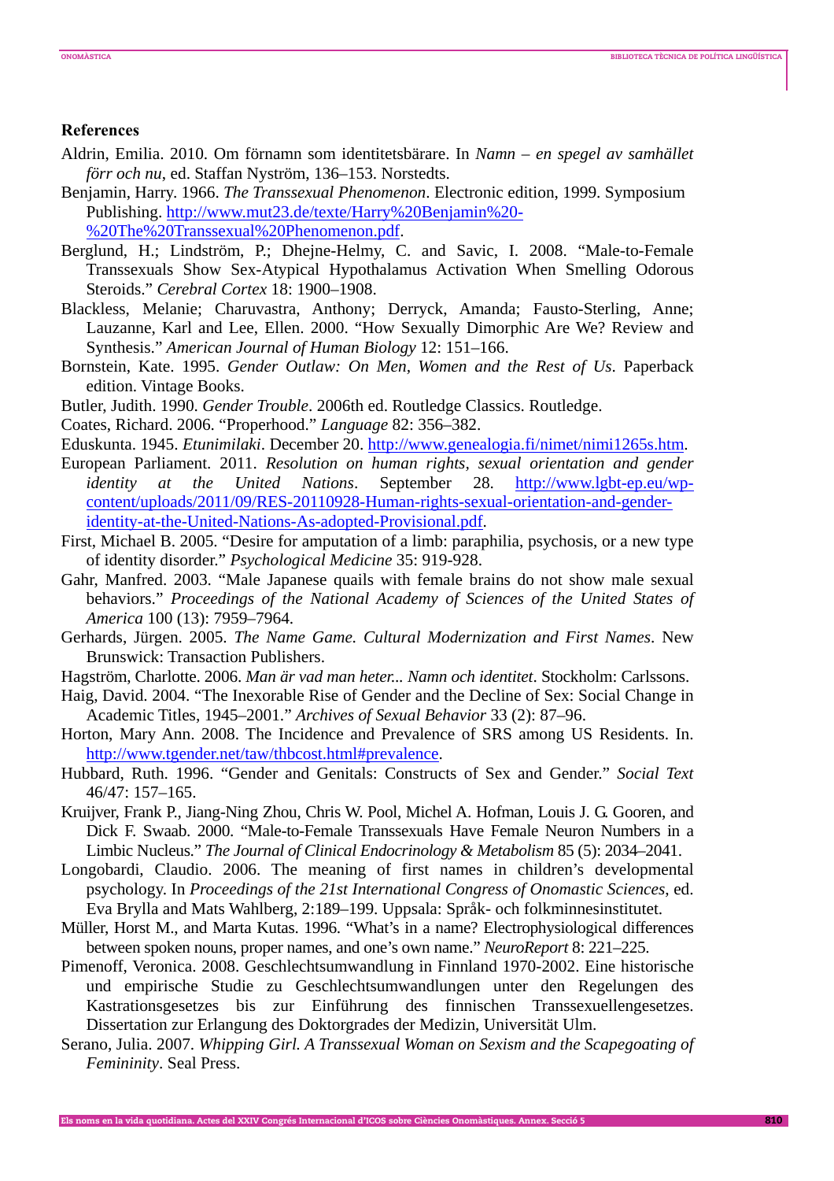## References

Aldrin, Emilia. 2010. Om förnamn som identitetsbärare. In *Namn – en spegel av samhället förr och nu*, ed. Staffan Nyström, 136–153. Norstedts.

Benjamin, Harry. 1966. *The Transsexual Phenomenon*. Electronic edition, 1999. Symposium Publishing. http://www.mut23.de/texte/Harry%20Benjamin%20-%20The%20Transsexual%20Phenomenon.pdf.

Berglund, H.; Lindström, P.; Dhejne-Helmy, C. and Savic, I. 2008. "Male-to-Female Transsexuals Show Sex-Atypical Hypothalamus Activation When Smelling Odorous Steroids." *Cerebral Cortex* 18: 1900–1908.

Blackless, Melanie; Charuvastra, Anthony; Derryck, Amanda; Fausto-Sterling, Anne; Lauzanne, Karl and Lee, Ellen. 2000. "How Sexually Dimorphic Are We? Review and Synthesis." *American Journal of Human Biology* 12: 151–166.

Bornstein, Kate. 1995. *Gender Outlaw: On Men, Women and the Rest of Us*. Paperback edition. Vintage Books.

Butler, Judith. 1990. *Gender Trouble*. 2006th ed. Routledge Classics. Routledge.

Coates, Richard. 2006. "Properhood." *Language* 82: 356–382.

Eduskunta. 1945. *Etunimilaki*. December 20. http://www.genealogia.fi/nimet/nimi1265s.htm.

European Parliament. 2011. *Resolution on human rights, sexual orientation and gender identity at the United Nations*. September 28. http://www.lgbt-ep.eu/wp-content/uploads/2011/09/RES-20110928-Human-rights-sexual-orientation-and-gender-identity-at-the-United-Nations-As-adopted-Provisional.pdf.

First, Michael B. 2005. "Desire for amputation of a limb: paraphilia, psychosis, or a new type of identity disorder." *Psychological Medicine* 35: 919-928.

Gahr, Manfred. 2003. "Male Japanese quails with female brains do not show male sexual behaviors." *Proceedings of the National Academy of Sciences of the United States of America* 100 (13): 7959–7964.

Gerhards, Jürgen. 2005. *The Name Game. Cultural Modernization and First Names*. New Brunswick: Transaction Publishers.

Hagström, Charlotte. 2006. *Man är vad man heter... Namn och identitet*. Stockholm: Carlssons.

Haig, David. 2004. "The Inexorable Rise of Gender and the Decline of Sex: Social Change in Academic Titles, 1945–2001." *Archives of Sexual Behavior* 33 (2): 87–96.

Horton, Mary Ann. 2008. The Incidence and Prevalence of SRS among US Residents. In. http://www.tgender.net/taw/thbcost.html#prevalence.

Hubbard, Ruth. 1996. "Gender and Genitals: Constructs of Sex and Gender." *Social Text* 46/47: 157–165.

Kruijver, Frank P., Jiang-Ning Zhou, Chris W. Pool, Michel A. Hofman, Louis J. G. Gooren, and Dick F. Swaab. 2000. "Male-to-Female Transsexuals Have Female Neuron Numbers in a Limbic Nucleus." *The Journal of Clinical Endocrinology & Metabolism* 85 (5): 2034–2041.

Longobardi, Claudio. 2006. The meaning of first names in children's developmental psychology. In *Proceedings of the 21st International Congress of Onomastic Sciences*, ed. Eva Brylla and Mats Wahlberg, 2:189–199. Uppsala: Språk- och folkminnesinstitutet.

Müller, Horst M., and Marta Kutas. 1996. "What's in a name? Electrophysiological differences between spoken nouns, proper names, and one's own name." *NeuroReport* 8: 221–225.

Pimenoff, Veronica. 2008. Geschlechtsumwandlung in Finnland 1970-2002. Eine historische und empirische Studie zu Geschlechtsumwandlungen unter den Regelungen des Kastrationsgesetzes bis zur Einführung des finnischen Transsexuellengesetzes. Dissertation zur Erlangung des Doktorgrades der Medizin, Universität Ulm.

Serano, Julia. 2007. *Whipping Girl. A Transsexual Woman on Sexism and the Scapegoating of Femininity*. Seal Press.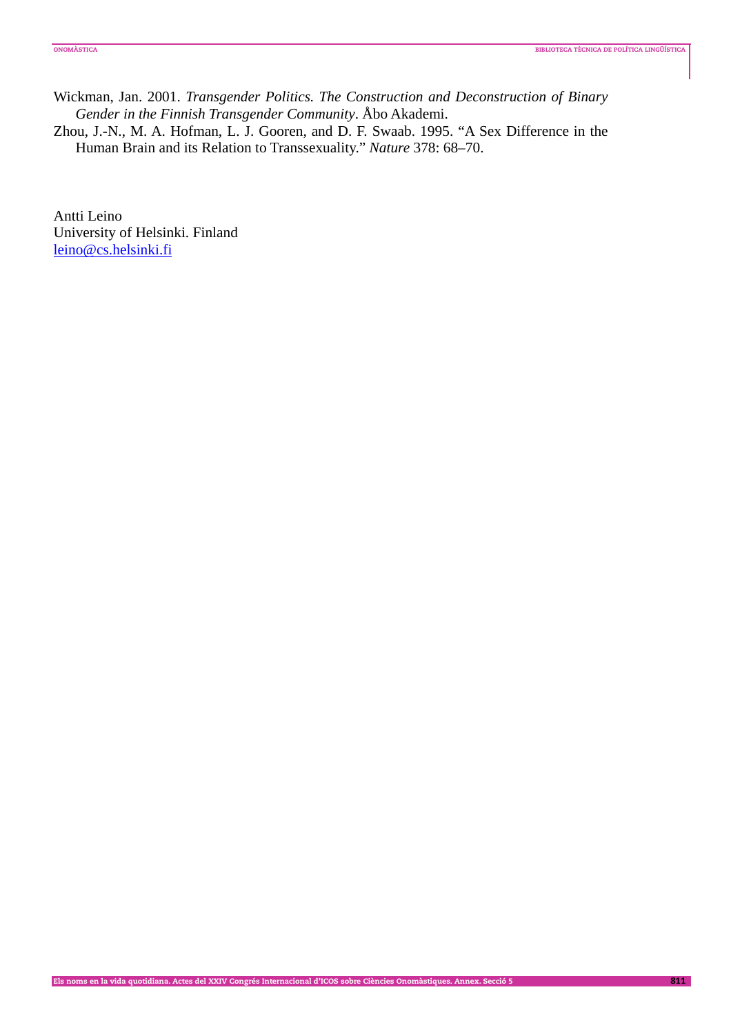Wickman, Jan. 2001. *Transgender Politics. The Construction and Deconstruction of Binary Gender in the Finnish Transgender Community*. Åbo Akademi.

Zhou, J.-N., M. A. Hofman, L. J. Gooren, and D. F. Swaab. 1995. "A Sex Difference in the Human Brain and its Relation to Transsexuality." *Nature* 378: 68–70.

Antti Leino
University of Helsinki. Finland
leino@cs.helsinki.fi